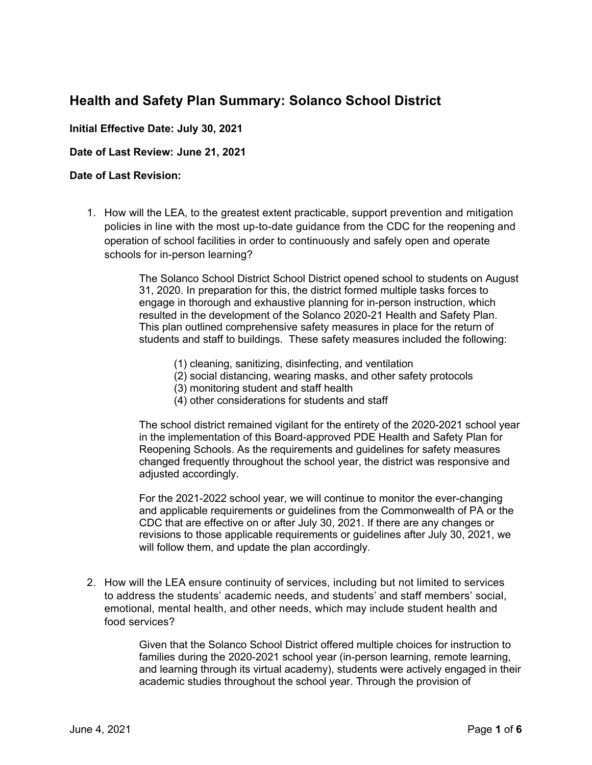## Health and Safety Plan Summary: Solanco School District

**Initial Effective Date: July 30, 2021**

**Date of Last Review: June 21, 2021**

**Date of Last Revision:**

1. How will the LEA, to the greatest extent practicable, support prevention and mitigation policies in line with the most up-to-date guidance from the CDC for the reopening and operation of school facilities in order to continuously and safely open and operate schools for in-person learning?

   The Solanco School District School District opened school to students on August 31, 2020. In preparation for this, the district formed multiple tasks forces to engage in thorough and exhaustive planning for in-person instruction, which resulted in the development of the Solanco 2020-21 Health and Safety Plan. This plan outlined comprehensive safety measures in place for the return of students and staff to buildings. These safety measures included the following:

   (1) cleaning, sanitizing, disinfecting, and ventilation
   (2) social distancing, wearing masks, and other safety protocols
   (3) monitoring student and staff health
   (4) other considerations for students and staff

   The school district remained vigilant for the entirety of the 2020-2021 school year in the implementation of this Board-approved PDE Health and Safety Plan for Reopening Schools. As the requirements and guidelines for safety measures changed frequently throughout the school year, the district was responsive and adjusted accordingly.

   For the 2021-2022 school year, we will continue to monitor the ever-changing and applicable requirements or guidelines from the Commonwealth of PA or the CDC that are effective on or after July 30, 2021. If there are any changes or revisions to those applicable requirements or guidelines after July 30, 2021, we will follow them, and update the plan accordingly.

2. How will the LEA ensure continuity of services, including but not limited to services to address the students' academic needs, and students' and staff members' social, emotional, mental health, and other needs, which may include student health and food services?

   Given that the Solanco School District offered multiple choices for instruction to families during the 2020-2021 school year (in-person learning, remote learning, and learning through its virtual academy), students were actively engaged in their academic studies throughout the school year. Through the provision of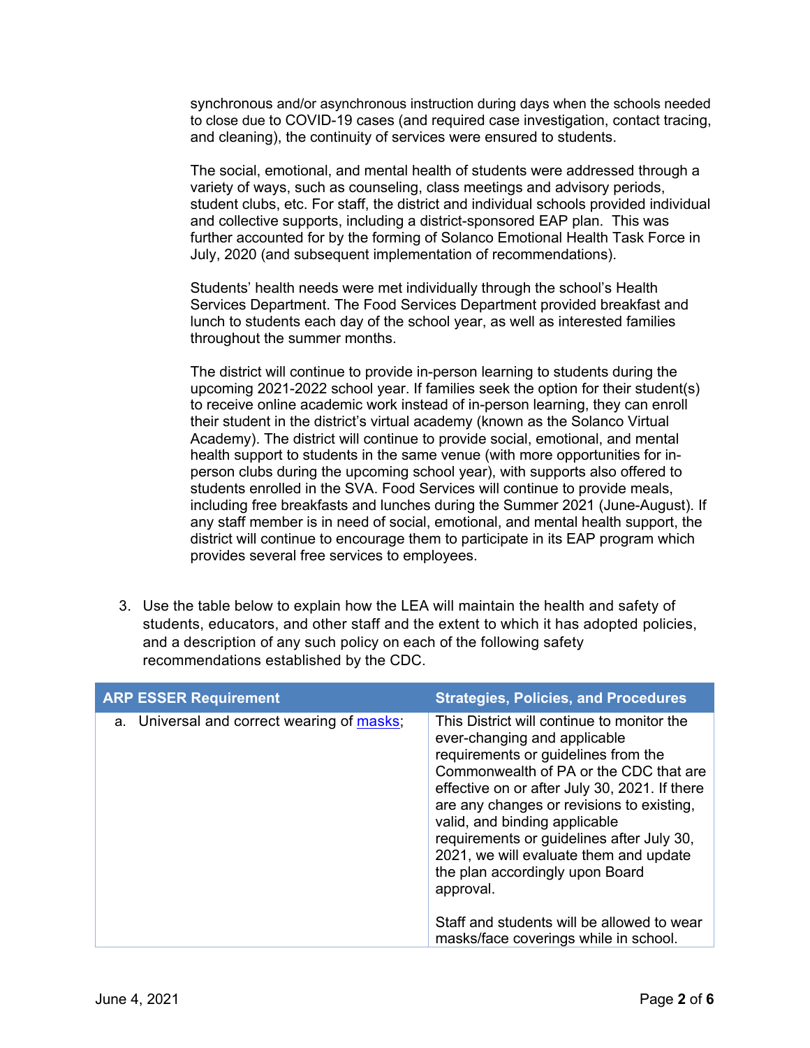synchronous and/or asynchronous instruction during days when the schools needed to close due to COVID-19 cases (and required case investigation, contact tracing, and cleaning), the continuity of services were ensured to students.

The social, emotional, and mental health of students were addressed through a variety of ways, such as counseling, class meetings and advisory periods, student clubs, etc. For staff, the district and individual schools provided individual and collective supports, including a district-sponsored EAP plan. This was further accounted for by the forming of Solanco Emotional Health Task Force in July, 2020 (and subsequent implementation of recommendations).

Students' health needs were met individually through the school's Health Services Department. The Food Services Department provided breakfast and lunch to students each day of the school year, as well as interested families throughout the summer months.

The district will continue to provide in-person learning to students during the upcoming 2021-2022 school year. If families seek the option for their student(s) to receive online academic work instead of in-person learning, they can enroll their student in the district's virtual academy (known as the Solanco Virtual Academy). The district will continue to provide social, emotional, and mental health support to students in the same venue (with more opportunities for in-person clubs during the upcoming school year), with supports also offered to students enrolled in the SVA. Food Services will continue to provide meals, including free breakfasts and lunches during the Summer 2021 (June-August). If any staff member is in need of social, emotional, and mental health support, the district will continue to encourage them to participate in its EAP program which provides several free services to employees.

3. Use the table below to explain how the LEA will maintain the health and safety of students, educators, and other staff and the extent to which it has adopted policies, and a description of any such policy on each of the following safety recommendations established by the CDC.

| ARP ESSER Requirement | Strategies, Policies, and Procedures |
|---|---|
| a. Universal and correct wearing of masks; | This District will continue to monitor the ever-changing and applicable requirements or guidelines from the Commonwealth of PA or the CDC that are effective on or after July 30, 2021. If there are any changes or revisions to existing, valid, and binding applicable requirements or guidelines after July 30, 2021, we will evaluate them and update the plan accordingly upon Board approval.<br><br>Staff and students will be allowed to wear masks/face coverings while in school. |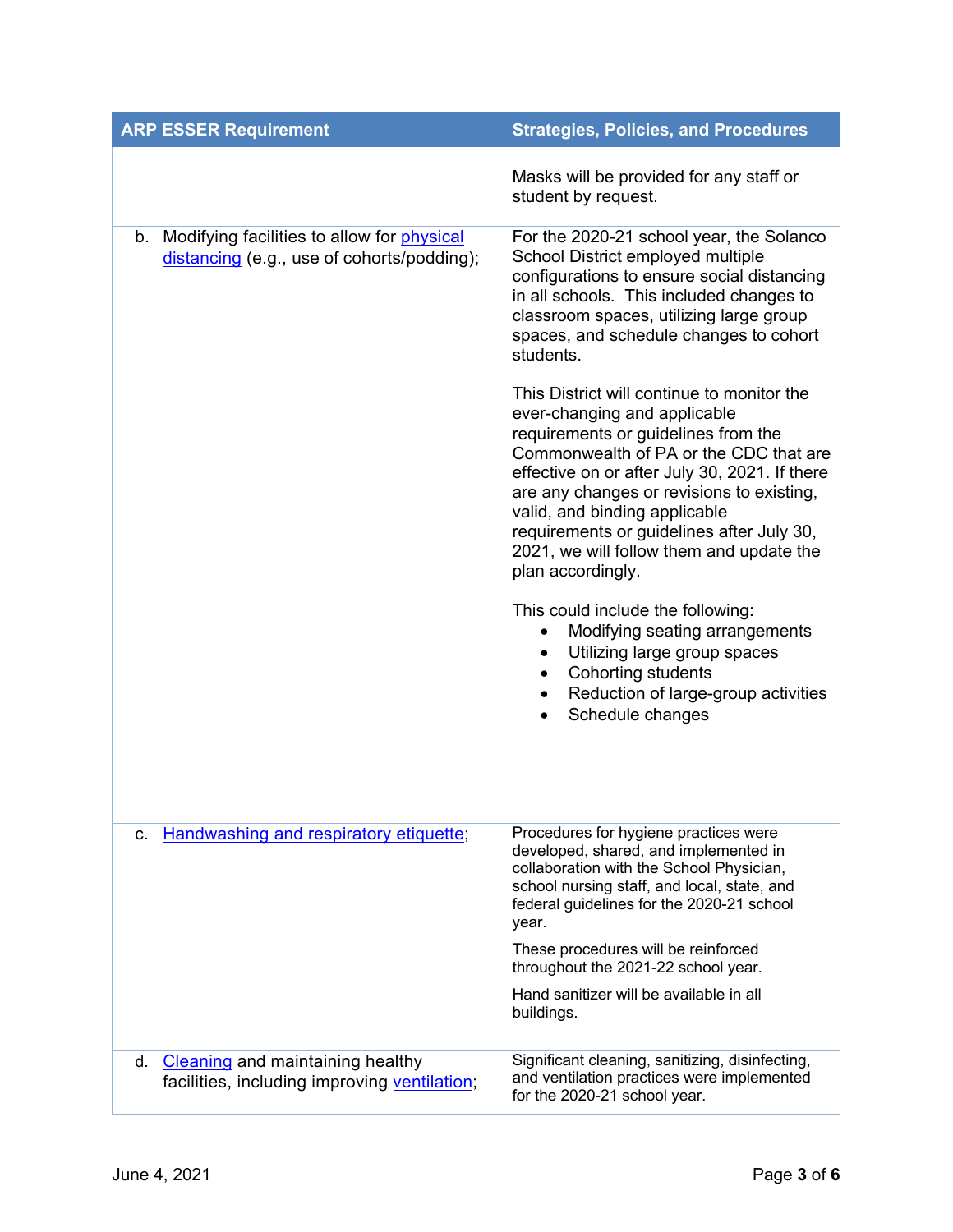| ARP ESSER Requirement | Strategies, Policies, and Procedures |
|---|---|
| | Masks will be provided for any staff or student by request. |
| b. Modifying facilities to allow for physical distancing (e.g., use of cohorts/podding); | For the 2020-21 school year, the Solanco School District employed multiple configurations to ensure social distancing in all schools. This included changes to classroom spaces, utilizing large group spaces, and schedule changes to cohort students.<br><br>This District will continue to monitor the ever-changing and applicable requirements or guidelines from the Commonwealth of PA or the CDC that are effective on or after July 30, 2021. If there are any changes or revisions to existing, valid, and binding applicable requirements or guidelines after July 30, 2021, we will follow them and update the plan accordingly.<br><br>This could include the following:<br>• Modifying seating arrangements<br>• Utilizing large group spaces<br>• Cohorting students<br>• Reduction of large-group activities<br>• Schedule changes |
| c. Handwashing and respiratory etiquette; | Procedures for hygiene practices were developed, shared, and implemented in collaboration with the School Physician, school nursing staff, and local, state, and federal guidelines for the 2020-21 school year.<br><br>These procedures will be reinforced throughout the 2021-22 school year.<br><br>Hand sanitizer will be available in all buildings. |
| d. Cleaning and maintaining healthy facilities, including improving ventilation; | Significant cleaning, sanitizing, disinfecting, and ventilation practices were implemented for the 2020-21 school year. |

June 4, 2021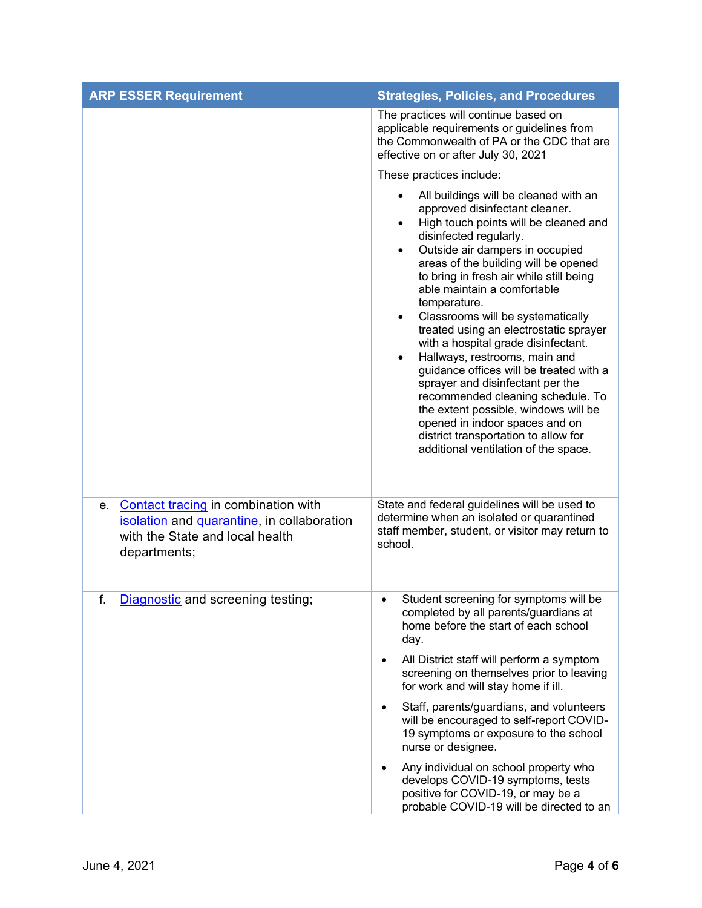| ARP ESSER Requirement | Strategies, Policies, and Procedures |
|---|---|
| | The practices will continue based on applicable requirements or guidelines from the Commonwealth of PA or the CDC that are effective on or after July 30, 2021<br><br>These practices include:<br><br>• All buildings will be cleaned with an approved disinfectant cleaner.<br>• High touch points will be cleaned and disinfected regularly.<br>• Outside air dampers in occupied areas of the building will be opened to bring in fresh air while still being able maintain a comfortable temperature.<br>• Classrooms will be systematically treated using an electrostatic sprayer with a hospital grade disinfectant.<br>• Hallways, restrooms, main and guidance offices will be treated with a sprayer and disinfectant per the recommended cleaning schedule. To the extent possible, windows will be opened in indoor spaces and on district transportation to allow for additional ventilation of the space. |
| e. Contact tracing in combination with isolation and quarantine, in collaboration with the State and local health departments; | State and federal guidelines will be used to determine when an isolated or quarantined staff member, student, or visitor may return to school. |
| f. Diagnostic and screening testing; | • Student screening for symptoms will be completed by all parents/guardians at home before the start of each school day.<br><br>• All District staff will perform a symptom screening on themselves prior to leaving for work and will stay home if ill.<br><br>• Staff, parents/guardians, and volunteers will be encouraged to self-report COVID-19 symptoms or exposure to the school nurse or designee.<br><br>• Any individual on school property who develops COVID-19 symptoms, tests positive for COVID-19, or may be a probable COVID-19 will be directed to an |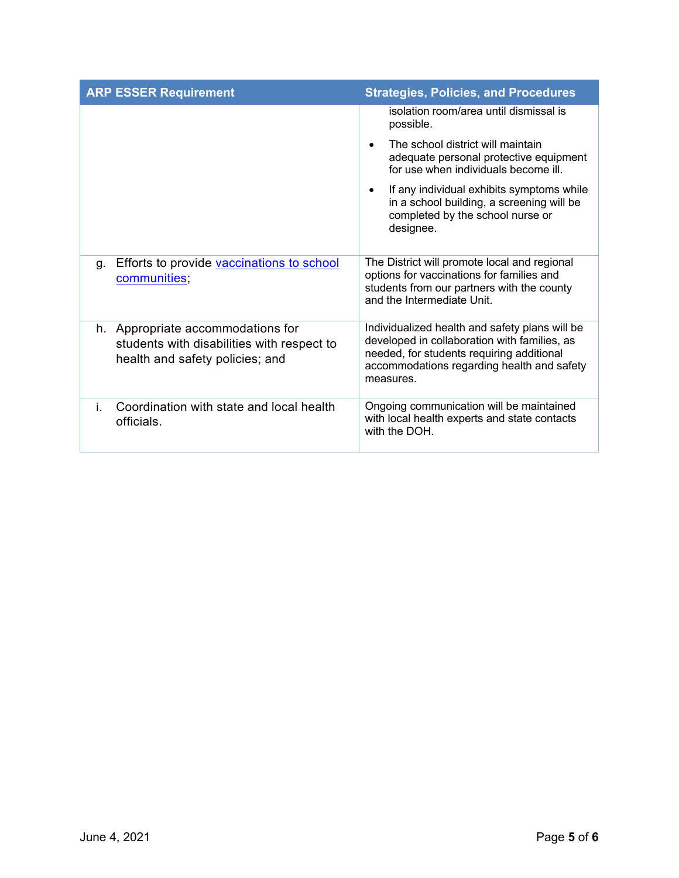| ARP ESSER Requirement | Strategies, Policies, and Procedures |
| --- | --- |
| | isolation room/area until dismissal is possible.<br>• The school district will maintain adequate personal protective equipment for use when individuals become ill.<br>• If any individual exhibits symptoms while in a school building, a screening will be completed by the school nurse or designee. |
| g. Efforts to provide [vaccinations to school communities](); | The District will promote local and regional options for vaccinations for families and students from our partners with the county and the Intermediate Unit. |
| h. Appropriate accommodations for students with disabilities with respect to health and safety policies; and | Individualized health and safety plans will be developed in collaboration with families, as needed, for students requiring additional accommodations regarding health and safety measures. |
| i. Coordination with state and local health officials. | Ongoing communication will be maintained with local health experts and state contacts with the DOH. |

June 4, 2021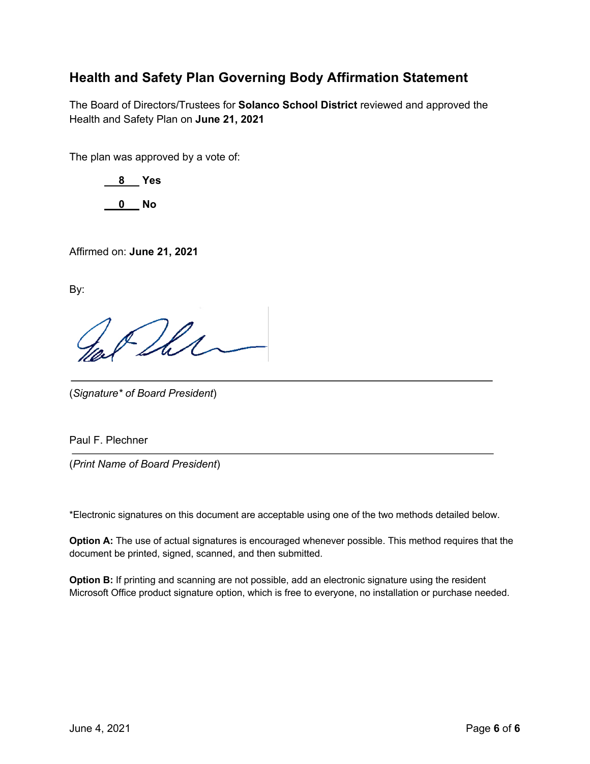## Health and Safety Plan Governing Body Affirmation Statement

The Board of Directors/Trustees for **Solanco School District** reviewed and approved the Health and Safety Plan on **June 21, 2021**

The plan was approved by a vote of:

**8** **Yes**

**0** **No**

Affirmed on: **June 21, 2021**

By:

(*Signature* of Board President*)

Paul F. Plechner

(*Print Name of Board President*)

*Electronic signatures on this document are acceptable using one of the two methods detailed below.

**Option A:** The use of actual signatures is encouraged whenever possible. This method requires that the document be printed, signed, scanned, and then submitted.

**Option B:** If printing and scanning are not possible, add an electronic signature using the resident Microsoft Office product signature option, which is free to everyone, no installation or purchase needed.

June 4, 2021